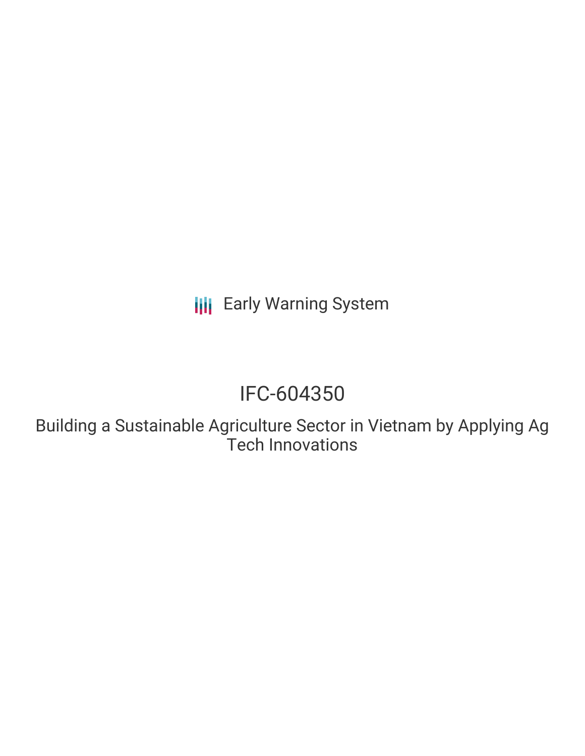Early Warning System

# IFC-604350

## Building a Sustainable Agriculture Sector in Vietnam by Applying Ag Tech Innovations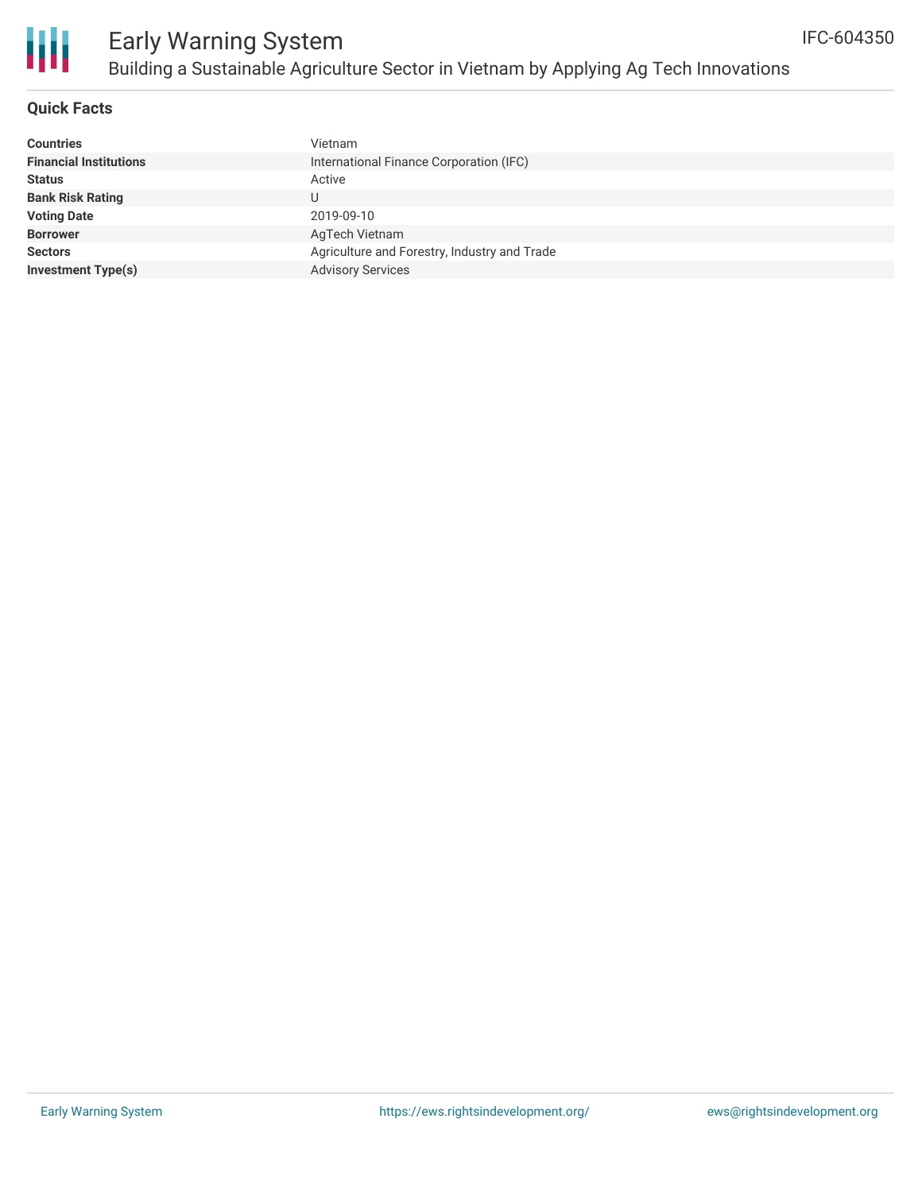# Early Warning System

## Building a Sustainable Agriculture Sector in Vietnam by Applying Ag Tech Innovations

IFC-604350

### Quick Facts

| | |
|---|---|
| **Countries** | Vietnam |
| **Financial Institutions** | International Finance Corporation (IFC) |
| **Status** | Active |
| **Bank Risk Rating** | U |
| **Voting Date** | 2019-09-10 |
| **Borrower** | AgTech Vietnam |
| **Sectors** | Agriculture and Forestry, Industry and Trade |
| **Investment Type(s)** | Advisory Services |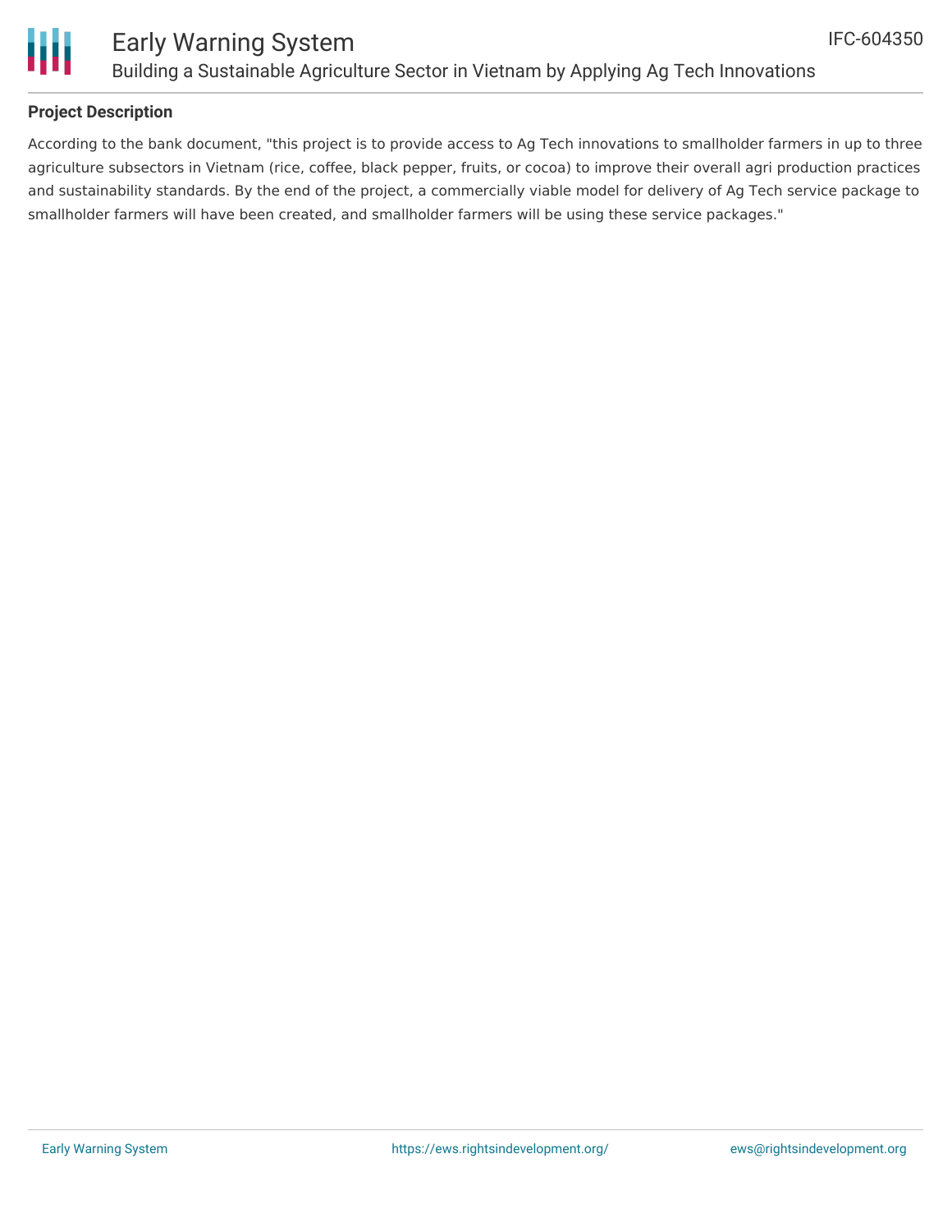**Project Description**

According to the bank document, "this project is to provide access to Ag Tech innovations to smallholder farmers in up to three agriculture subsectors in Vietnam (rice, coffee, black pepper, fruits, or cocoa) to improve their overall agri production practices and sustainability standards. By the end of the project, a commercially viable model for delivery of Ag Tech service package to smallholder farmers will have been created, and smallholder farmers will be using these service packages."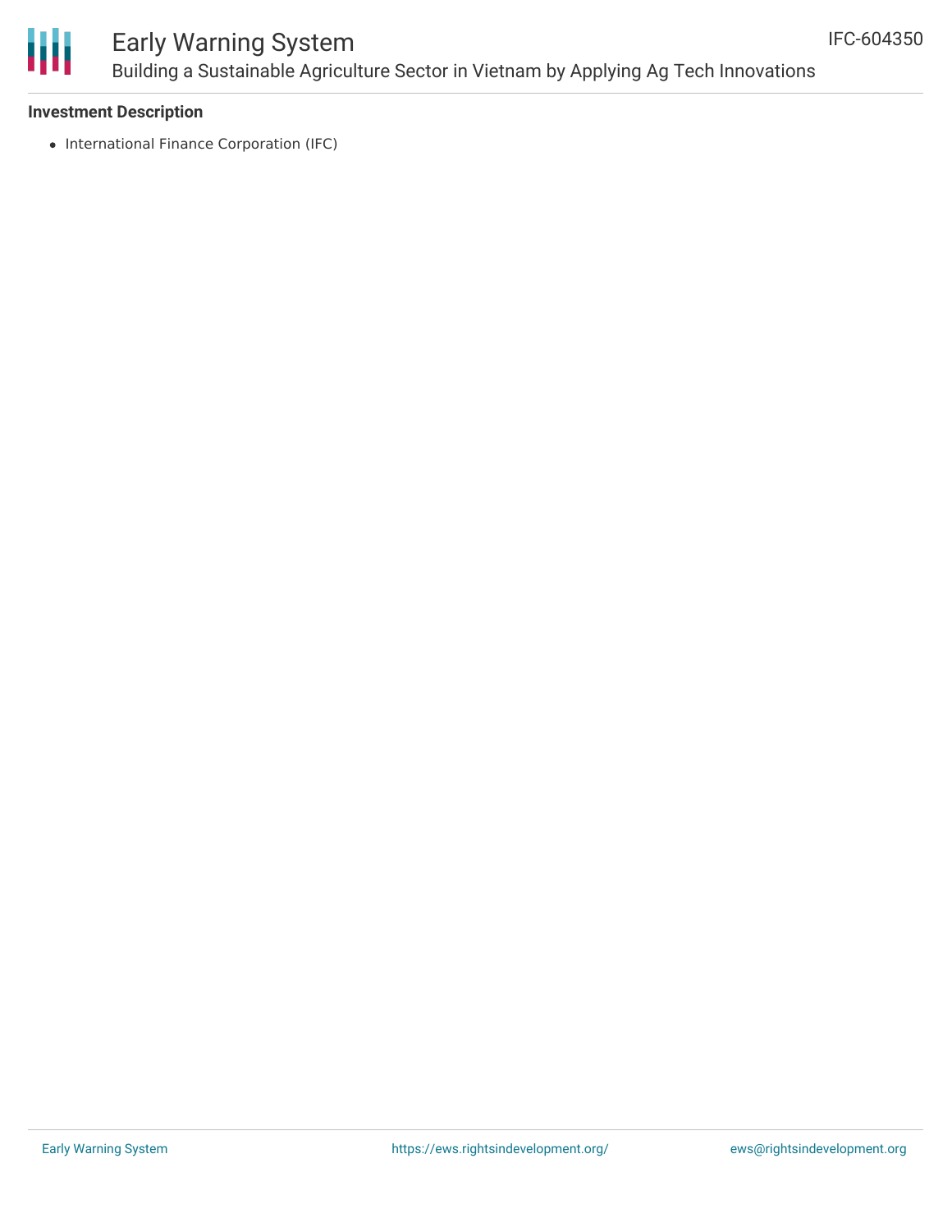### Investment Description

- International Finance Corporation (IFC)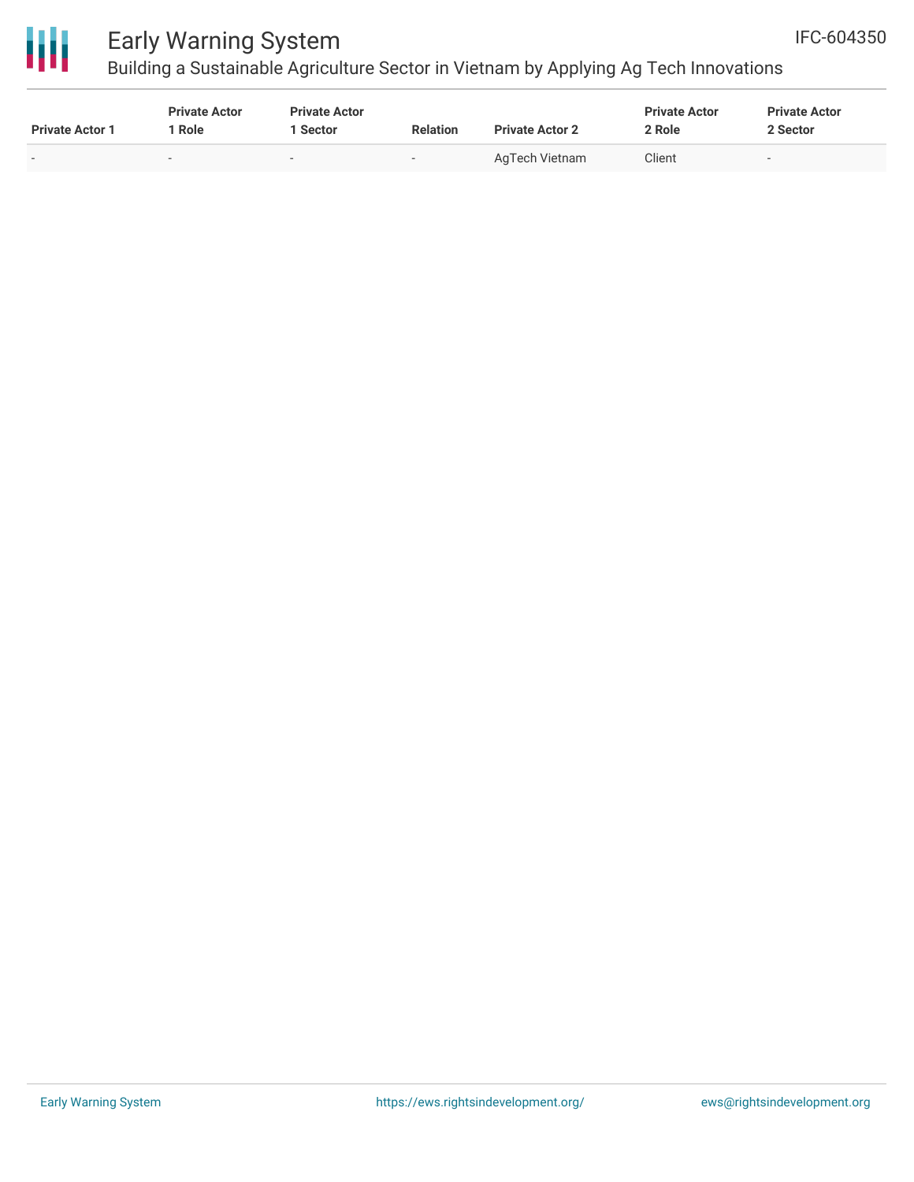| Private Actor 1 | Private Actor 1 Role | Private Actor 1 Sector | Relation | Private Actor 2 | Private Actor 2 Role | Private Actor 2 Sector |
|---|---|---|---|---|---|---|
| - | - | - | - | AgTech Vietnam | Client | - |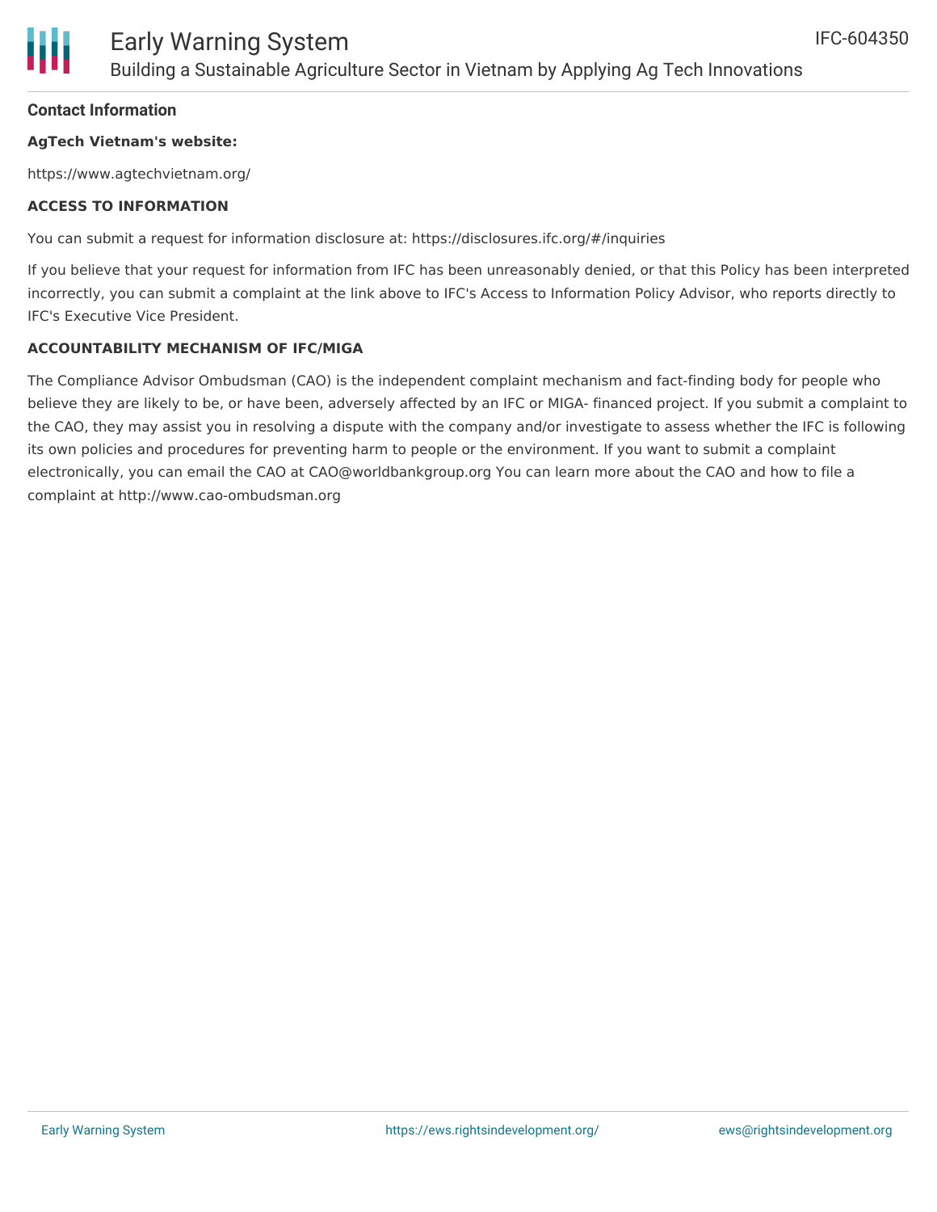## Contact Information

**AgTech Vietnam's website:**

https://www.agtechvietnam.org/

**ACCESS TO INFORMATION**

You can submit a request for information disclosure at: https://disclosures.ifc.org/#/inquiries

If you believe that your request for information from IFC has been unreasonably denied, or that this Policy has been interpreted incorrectly, you can submit a complaint at the link above to IFC's Access to Information Policy Advisor, who reports directly to IFC's Executive Vice President.

**ACCOUNTABILITY MECHANISM OF IFC/MIGA**

The Compliance Advisor Ombudsman (CAO) is the independent complaint mechanism and fact-finding body for people who believe they are likely to be, or have been, adversely affected by an IFC or MIGA- financed project. If you submit a complaint to the CAO, they may assist you in resolving a dispute with the company and/or investigate to assess whether the IFC is following its own policies and procedures for preventing harm to people or the environment. If you want to submit a complaint electronically, you can email the CAO at CAO@worldbankgroup.org You can learn more about the CAO and how to file a complaint at http://www.cao-ombudsman.org